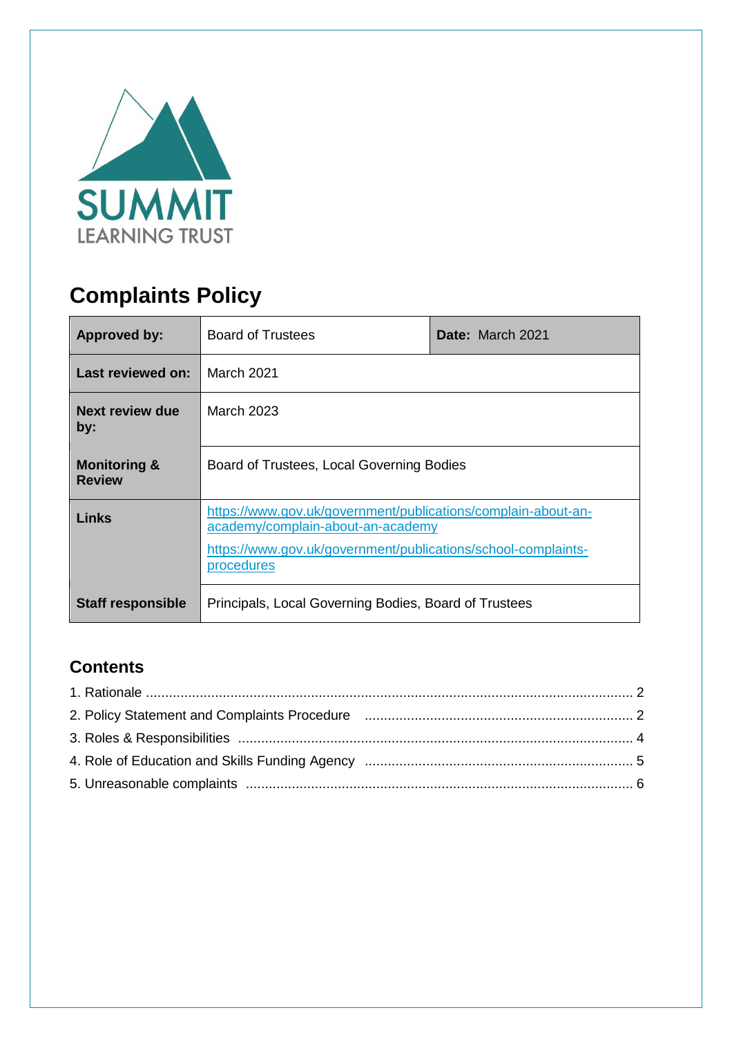SUMMIT
LEARNING TRUST

# Complaints Policy

| **Approved by:** | Board of Trustees | **Date:** March 2021 |
|---|---|---|
| **Last reviewed on:** | March 2021 | |
| **Next review due by:** | March 2023 | |
| **Monitoring & Review** | Board of Trustees, Local Governing Bodies | |
| **Links** | https://www.gov.uk/government/publications/complain-about-an-academy/complain-about-an-academy<br>https://www.gov.uk/government/publications/school-complaints-procedures | |
| **Staff responsible** | Principals, Local Governing Bodies, Board of Trustees | |

## Contents

1. Rationale ........................................................................ 2
2. Policy Statement and Complaints Procedure ........................................ 2
3. Roles & Responsibilities ........................................................ 4
4. Role of Education and Skills Funding Agency ..................................... 5
5. Unreasonable complaints ......................................................... 6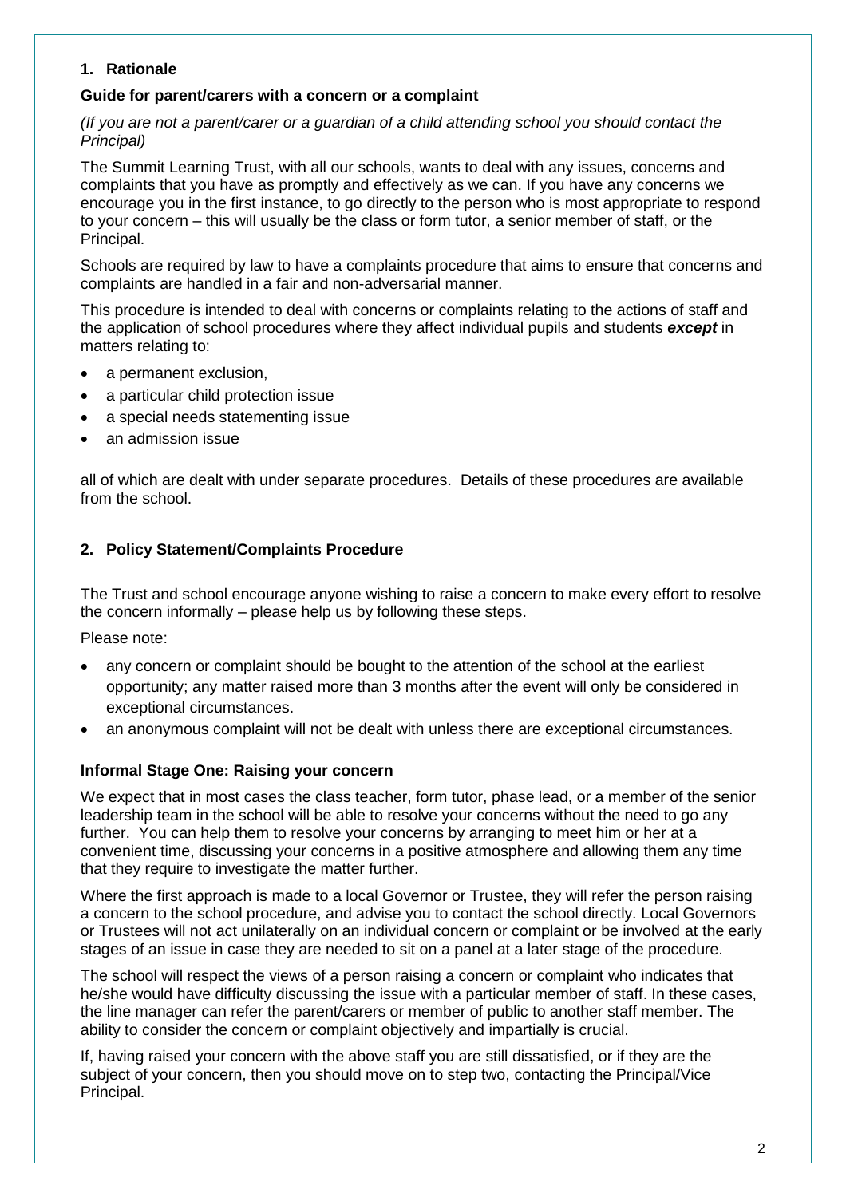## 1. Rationale

### Guide for parent/carers with a concern or a complaint

*(If you are not a parent/carer or a guardian of a child attending school you should contact the Principal)*

The Summit Learning Trust, with all our schools, wants to deal with any issues, concerns and complaints that you have as promptly and effectively as we can. If you have any concerns we encourage you in the first instance, to go directly to the person who is most appropriate to respond to your concern – this will usually be the class or form tutor, a senior member of staff, or the Principal.

Schools are required by law to have a complaints procedure that aims to ensure that concerns and complaints are handled in a fair and non-adversarial manner.

This procedure is intended to deal with concerns or complaints relating to the actions of staff and the application of school procedures where they affect individual pupils and students ***except*** in matters relating to:

- a permanent exclusion,
- a particular child protection issue
- a special needs statementing issue
- an admission issue

all of which are dealt with under separate procedures. Details of these procedures are available from the school.

## 2. Policy Statement/Complaints Procedure

The Trust and school encourage anyone wishing to raise a concern to make every effort to resolve the concern informally – please help us by following these steps.

Please note:

- any concern or complaint should be bought to the attention of the school at the earliest opportunity; any matter raised more than 3 months after the event will only be considered in exceptional circumstances.
- an anonymous complaint will not be dealt with unless there are exceptional circumstances.

### Informal Stage One: Raising your concern

We expect that in most cases the class teacher, form tutor, phase lead, or a member of the senior leadership team in the school will be able to resolve your concerns without the need to go any further. You can help them to resolve your concerns by arranging to meet him or her at a convenient time, discussing your concerns in a positive atmosphere and allowing them any time that they require to investigate the matter further.

Where the first approach is made to a local Governor or Trustee, they will refer the person raising a concern to the school procedure, and advise you to contact the school directly. Local Governors or Trustees will not act unilaterally on an individual concern or complaint or be involved at the early stages of an issue in case they are needed to sit on a panel at a later stage of the procedure.

The school will respect the views of a person raising a concern or complaint who indicates that he/she would have difficulty discussing the issue with a particular member of staff. In these cases, the line manager can refer the parent/carers or member of public to another staff member. The ability to consider the concern or complaint objectively and impartially is crucial.

If, having raised your concern with the above staff you are still dissatisfied, or if they are the subject of your concern, then you should move on to step two, contacting the Principal/Vice Principal.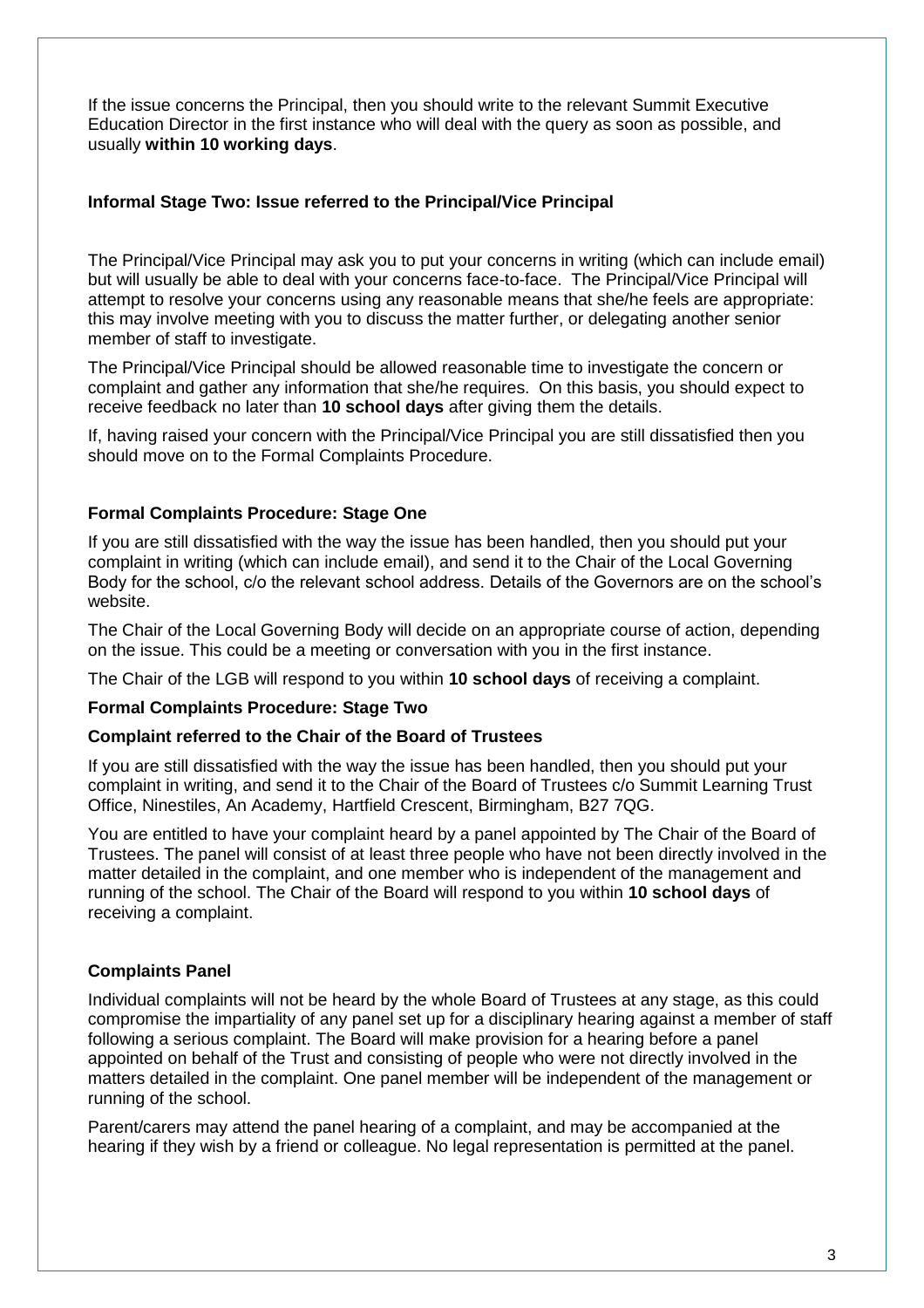If the issue concerns the Principal, then you should write to the relevant Summit Executive Education Director in the first instance who will deal with the query as soon as possible, and usually **within 10 working days**.

### Informal Stage Two: Issue referred to the Principal/Vice Principal

The Principal/Vice Principal may ask you to put your concerns in writing (which can include email) but will usually be able to deal with your concerns face-to-face. The Principal/Vice Principal will attempt to resolve your concerns using any reasonable means that she/he feels are appropriate: this may involve meeting with you to discuss the matter further, or delegating another senior member of staff to investigate.

The Principal/Vice Principal should be allowed reasonable time to investigate the concern or complaint and gather any information that she/he requires. On this basis, you should expect to receive feedback no later than **10 school days** after giving them the details.

If, having raised your concern with the Principal/Vice Principal you are still dissatisfied then you should move on to the Formal Complaints Procedure.

### Formal Complaints Procedure: Stage One

If you are still dissatisfied with the way the issue has been handled, then you should put your complaint in writing (which can include email), and send it to the Chair of the Local Governing Body for the school, c/o the relevant school address. Details of the Governors are on the school's website.

The Chair of the Local Governing Body will decide on an appropriate course of action, depending on the issue. This could be a meeting or conversation with you in the first instance.

The Chair of the LGB will respond to you within **10 school days** of receiving a complaint.

### Formal Complaints Procedure: Stage Two

**Complaint referred to the Chair of the Board of Trustees**

If you are still dissatisfied with the way the issue has been handled, then you should put your complaint in writing, and send it to the Chair of the Board of Trustees c/o Summit Learning Trust Office, Ninestiles, An Academy, Hartfield Crescent, Birmingham, B27 7QG.

You are entitled to have your complaint heard by a panel appointed by The Chair of the Board of Trustees. The panel will consist of at least three people who have not been directly involved in the matter detailed in the complaint, and one member who is independent of the management and running of the school. The Chair of the Board will respond to you within **10 school days** of receiving a complaint.

### Complaints Panel

Individual complaints will not be heard by the whole Board of Trustees at any stage, as this could compromise the impartiality of any panel set up for a disciplinary hearing against a member of staff following a serious complaint. The Board will make provision for a hearing before a panel appointed on behalf of the Trust and consisting of people who were not directly involved in the matters detailed in the complaint. One panel member will be independent of the management or running of the school.

Parent/carers may attend the panel hearing of a complaint, and may be accompanied at the hearing if they wish by a friend or colleague. No legal representation is permitted at the panel.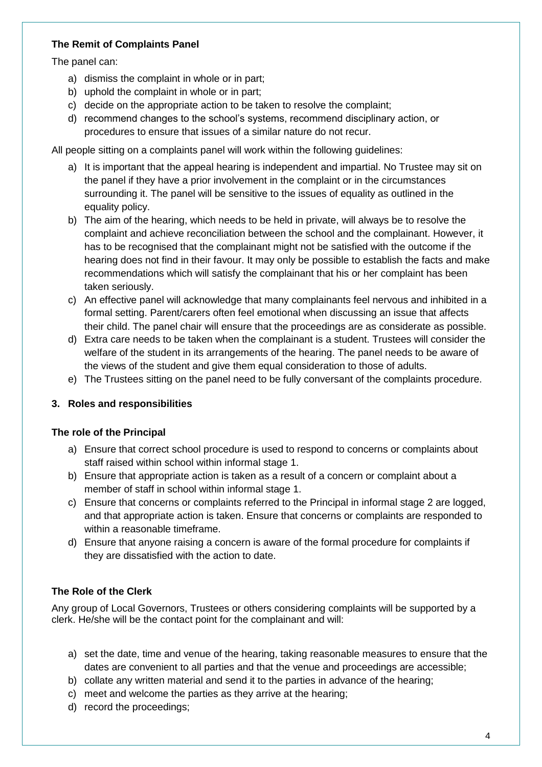### The Remit of Complaints Panel

The panel can:

a) dismiss the complaint in whole or in part;
b) uphold the complaint in whole or in part;
c) decide on the appropriate action to be taken to resolve the complaint;
d) recommend changes to the school's systems, recommend disciplinary action, or procedures to ensure that issues of a similar nature do not recur.

All people sitting on a complaints panel will work within the following guidelines:

a) It is important that the appeal hearing is independent and impartial. No Trustee may sit on the panel if they have a prior involvement in the complaint or in the circumstances surrounding it. The panel will be sensitive to the issues of equality as outlined in the equality policy.
b) The aim of the hearing, which needs to be held in private, will always be to resolve the complaint and achieve reconciliation between the school and the complainant. However, it has to be recognised that the complainant might not be satisfied with the outcome if the hearing does not find in their favour. It may only be possible to establish the facts and make recommendations which will satisfy the complainant that his or her complaint has been taken seriously.
c) An effective panel will acknowledge that many complainants feel nervous and inhibited in a formal setting. Parent/carers often feel emotional when discussing an issue that affects their child. The panel chair will ensure that the proceedings are as considerate as possible.
d) Extra care needs to be taken when the complainant is a student. Trustees will consider the welfare of the student in its arrangements of the hearing. The panel needs to be aware of the views of the student and give them equal consideration to those of adults.
e) The Trustees sitting on the panel need to be fully conversant of the complaints procedure.

## 3. Roles and responsibilities

### The role of the Principal

a) Ensure that correct school procedure is used to respond to concerns or complaints about staff raised within school within informal stage 1.
b) Ensure that appropriate action is taken as a result of a concern or complaint about a member of staff in school within informal stage 1.
c) Ensure that concerns or complaints referred to the Principal in informal stage 2 are logged, and that appropriate action is taken. Ensure that concerns or complaints are responded to within a reasonable timeframe.
d) Ensure that anyone raising a concern is aware of the formal procedure for complaints if they are dissatisfied with the action to date.

### The Role of the Clerk

Any group of Local Governors, Trustees or others considering complaints will be supported by a clerk. He/she will be the contact point for the complainant and will:

a) set the date, time and venue of the hearing, taking reasonable measures to ensure that the dates are convenient to all parties and that the venue and proceedings are accessible;
b) collate any written material and send it to the parties in advance of the hearing;
c) meet and welcome the parties as they arrive at the hearing;
d) record the proceedings;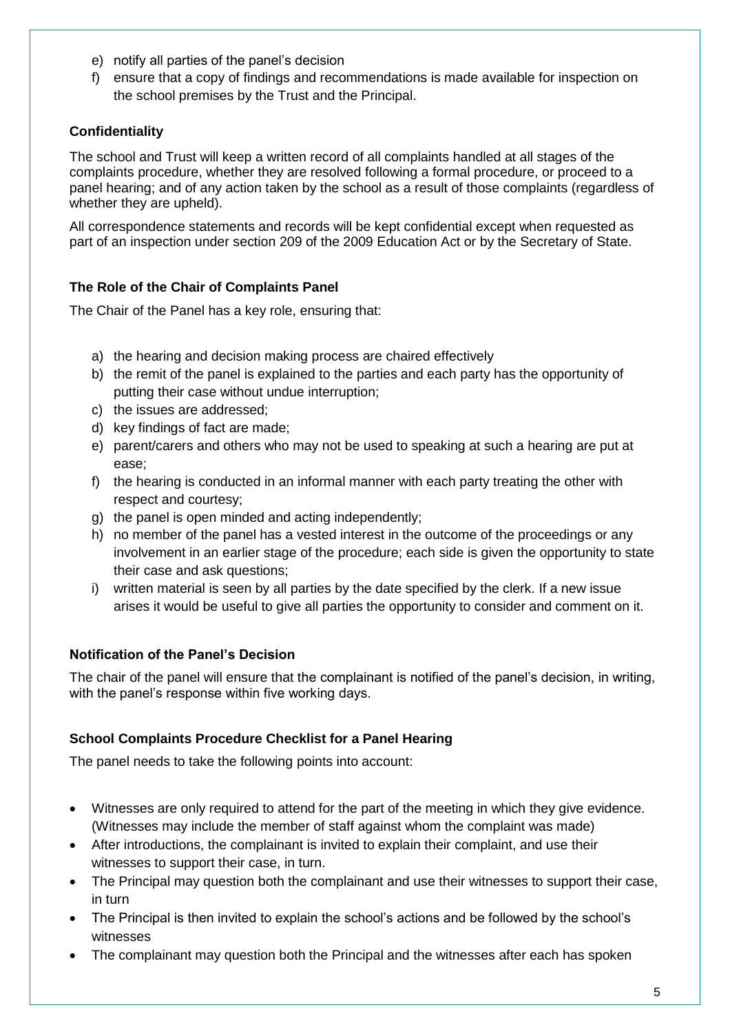e) notify all parties of the panel's decision
f) ensure that a copy of findings and recommendations is made available for inspection on the school premises by the Trust and the Principal.

### Confidentiality

The school and Trust will keep a written record of all complaints handled at all stages of the complaints procedure, whether they are resolved following a formal procedure, or proceed to a panel hearing; and of any action taken by the school as a result of those complaints (regardless of whether they are upheld).

All correspondence statements and records will be kept confidential except when requested as part of an inspection under section 209 of the 2009 Education Act or by the Secretary of State.

### The Role of the Chair of Complaints Panel

The Chair of the Panel has a key role, ensuring that:

a) the hearing and decision making process are chaired effectively
b) the remit of the panel is explained to the parties and each party has the opportunity of putting their case without undue interruption;
c) the issues are addressed;
d) key findings of fact are made;
e) parent/carers and others who may not be used to speaking at such a hearing are put at ease;
f) the hearing is conducted in an informal manner with each party treating the other with respect and courtesy;
g) the panel is open minded and acting independently;
h) no member of the panel has a vested interest in the outcome of the proceedings or any involvement in an earlier stage of the procedure; each side is given the opportunity to state their case and ask questions;
i) written material is seen by all parties by the date specified by the clerk. If a new issue arises it would be useful to give all parties the opportunity to consider and comment on it.

### Notification of the Panel's Decision

The chair of the panel will ensure that the complainant is notified of the panel's decision, in writing, with the panel's response within five working days.

### School Complaints Procedure Checklist for a Panel Hearing

The panel needs to take the following points into account:

- Witnesses are only required to attend for the part of the meeting in which they give evidence. (Witnesses may include the member of staff against whom the complaint was made)
- After introductions, the complainant is invited to explain their complaint, and use their witnesses to support their case, in turn.
- The Principal may question both the complainant and use their witnesses to support their case, in turn
- The Principal is then invited to explain the school's actions and be followed by the school's witnesses
- The complainant may question both the Principal and the witnesses after each has spoken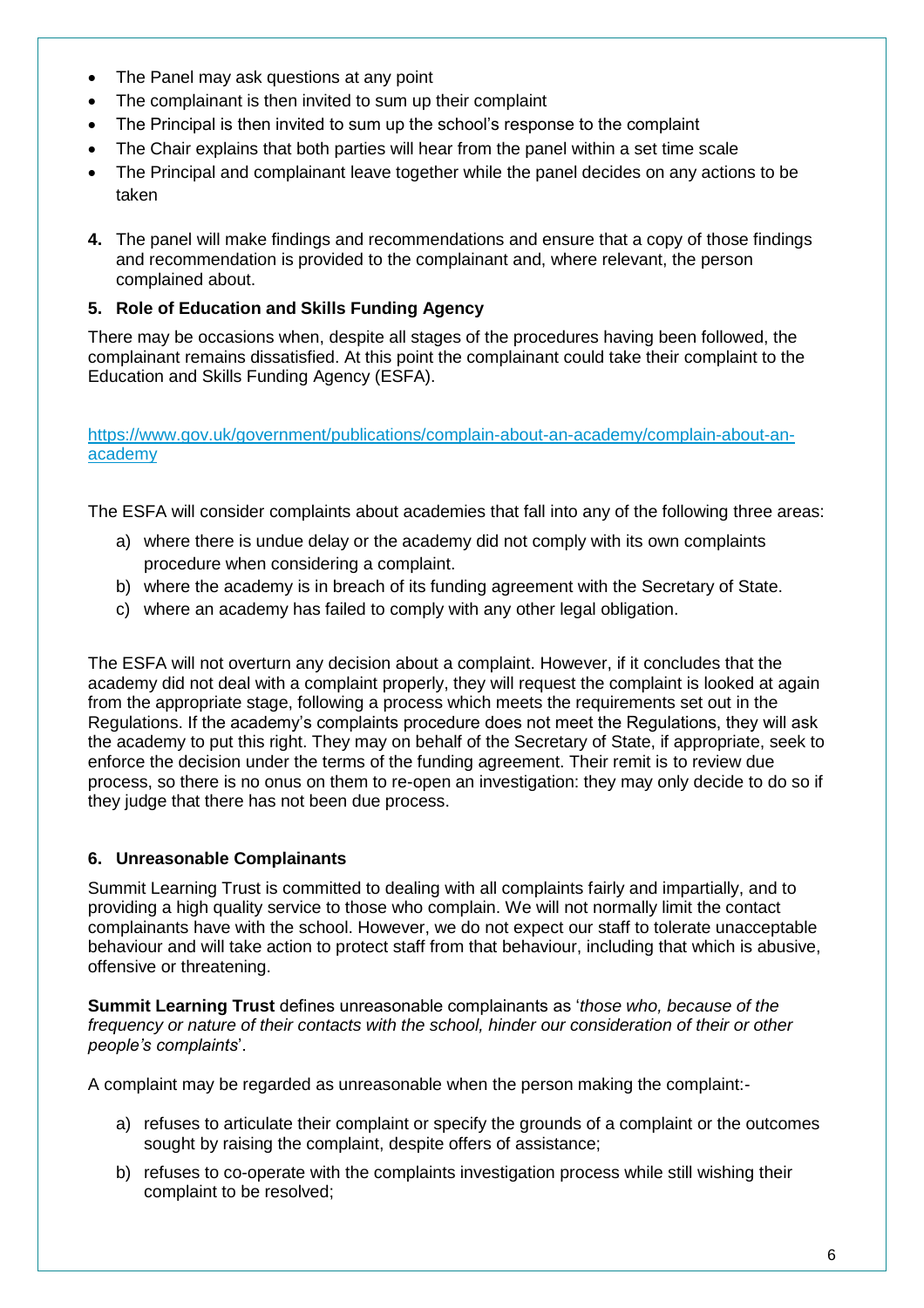- The Panel may ask questions at any point
- The complainant is then invited to sum up their complaint
- The Principal is then invited to sum up the school's response to the complaint
- The Chair explains that both parties will hear from the panel within a set time scale
- The Principal and complainant leave together while the panel decides on any actions to be taken

**4.** The panel will make findings and recommendations and ensure that a copy of those findings and recommendation is provided to the complainant and, where relevant, the person complained about.

## 5. Role of Education and Skills Funding Agency

There may be occasions when, despite all stages of the procedures having been followed, the complainant remains dissatisfied. At this point the complainant could take their complaint to the Education and Skills Funding Agency (ESFA).

[https://www.gov.uk/government/publications/complain-about-an-academy/complain-about-an-academy](https://www.gov.uk/government/publications/complain-about-an-academy/complain-about-an-academy)

The ESFA will consider complaints about academies that fall into any of the following three areas:

a) where there is undue delay or the academy did not comply with its own complaints procedure when considering a complaint.

b) where the academy is in breach of its funding agreement with the Secretary of State.

c) where an academy has failed to comply with any other legal obligation.

The ESFA will not overturn any decision about a complaint. However, if it concludes that the academy did not deal with a complaint properly, they will request the complaint is looked at again from the appropriate stage, following a process which meets the requirements set out in the Regulations. If the academy's complaints procedure does not meet the Regulations, they will ask the academy to put this right. They may on behalf of the Secretary of State, if appropriate, seek to enforce the decision under the terms of the funding agreement. Their remit is to review due process, so there is no onus on them to re-open an investigation: they may only decide to do so if they judge that there has not been due process.

## 6. Unreasonable Complainants

Summit Learning Trust is committed to dealing with all complaints fairly and impartially, and to providing a high quality service to those who complain. We will not normally limit the contact complainants have with the school. However, we do not expect our staff to tolerate unacceptable behaviour and will take action to protect staff from that behaviour, including that which is abusive, offensive or threatening.

**Summit Learning Trust** defines unreasonable complainants as '*those who, because of the frequency or nature of their contacts with the school, hinder our consideration of their or other people's complaints*'.

A complaint may be regarded as unreasonable when the person making the complaint:-

a) refuses to articulate their complaint or specify the grounds of a complaint or the outcomes sought by raising the complaint, despite offers of assistance;

b) refuses to co-operate with the complaints investigation process while still wishing their complaint to be resolved;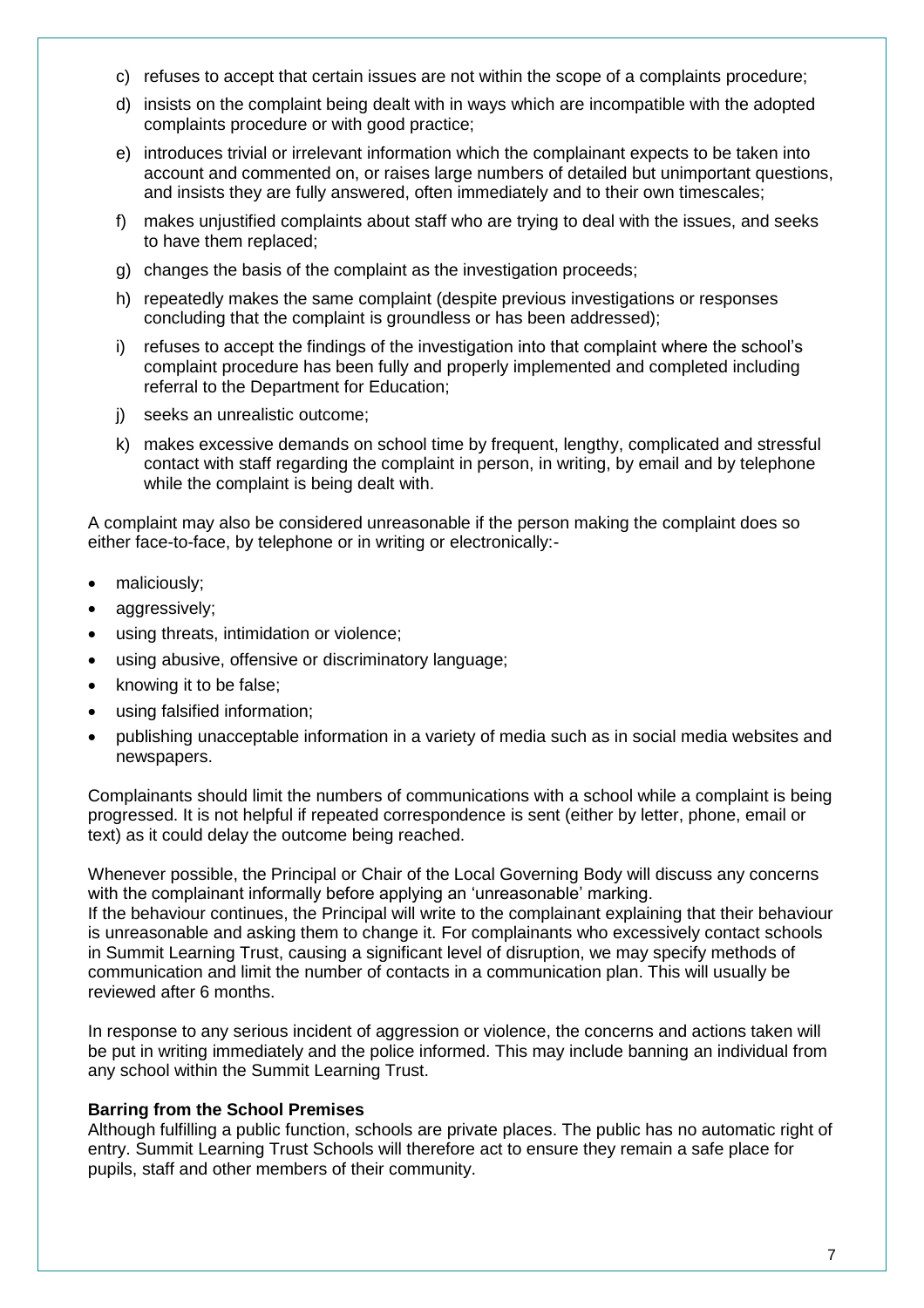c) refuses to accept that certain issues are not within the scope of a complaints procedure;

d) insists on the complaint being dealt with in ways which are incompatible with the adopted complaints procedure or with good practice;

e) introduces trivial or irrelevant information which the complainant expects to be taken into account and commented on, or raises large numbers of detailed but unimportant questions, and insists they are fully answered, often immediately and to their own timescales;

f) makes unjustified complaints about staff who are trying to deal with the issues, and seeks to have them replaced;

g) changes the basis of the complaint as the investigation proceeds;

h) repeatedly makes the same complaint (despite previous investigations or responses concluding that the complaint is groundless or has been addressed);

i) refuses to accept the findings of the investigation into that complaint where the school's complaint procedure has been fully and properly implemented and completed including referral to the Department for Education;

j) seeks an unrealistic outcome;

k) makes excessive demands on school time by frequent, lengthy, complicated and stressful contact with staff regarding the complaint in person, in writing, by email and by telephone while the complaint is being dealt with.

A complaint may also be considered unreasonable if the person making the complaint does so either face-to-face, by telephone or in writing or electronically:-

- maliciously;
- aggressively;
- using threats, intimidation or violence;
- using abusive, offensive or discriminatory language;
- knowing it to be false;
- using falsified information;
- publishing unacceptable information in a variety of media such as in social media websites and newspapers.

Complainants should limit the numbers of communications with a school while a complaint is being progressed. It is not helpful if repeated correspondence is sent (either by letter, phone, email or text) as it could delay the outcome being reached.

Whenever possible, the Principal or Chair of the Local Governing Body will discuss any concerns with the complainant informally before applying an 'unreasonable' marking.
If the behaviour continues, the Principal will write to the complainant explaining that their behaviour is unreasonable and asking them to change it. For complainants who excessively contact schools in Summit Learning Trust, causing a significant level of disruption, we may specify methods of communication and limit the number of contacts in a communication plan. This will usually be reviewed after 6 months.

In response to any serious incident of aggression or violence, the concerns and actions taken will be put in writing immediately and the police informed. This may include banning an individual from any school within the Summit Learning Trust.

**Barring from the School Premises**

Although fulfilling a public function, schools are private places. The public has no automatic right of entry. Summit Learning Trust Schools will therefore act to ensure they remain a safe place for pupils, staff and other members of their community.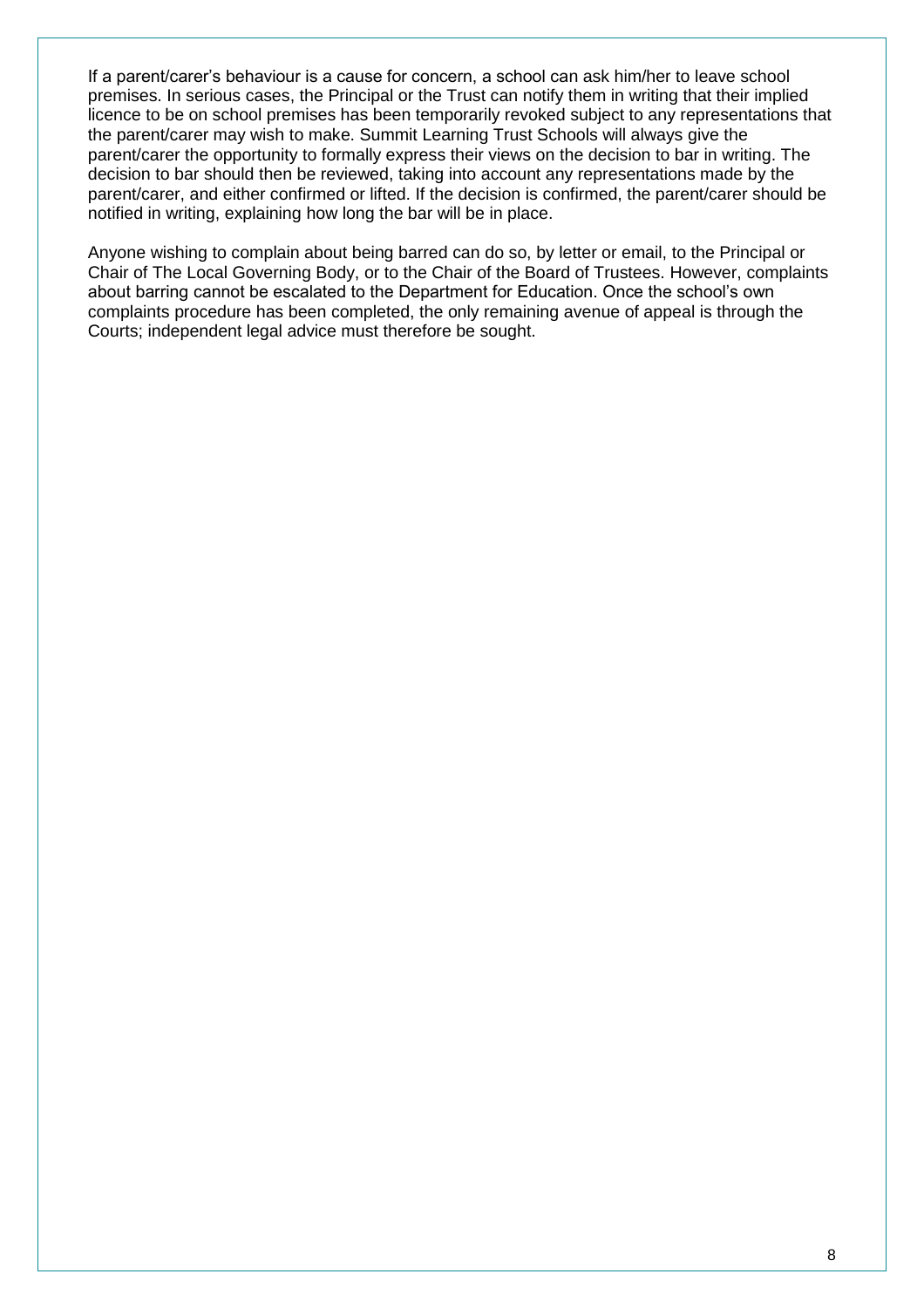If a parent/carer's behaviour is a cause for concern, a school can ask him/her to leave school premises. In serious cases, the Principal or the Trust can notify them in writing that their implied licence to be on school premises has been temporarily revoked subject to any representations that the parent/carer may wish to make. Summit Learning Trust Schools will always give the parent/carer the opportunity to formally express their views on the decision to bar in writing. The decision to bar should then be reviewed, taking into account any representations made by the parent/carer, and either confirmed or lifted. If the decision is confirmed, the parent/carer should be notified in writing, explaining how long the bar will be in place.

Anyone wishing to complain about being barred can do so, by letter or email, to the Principal or Chair of The Local Governing Body, or to the Chair of the Board of Trustees. However, complaints about barring cannot be escalated to the Department for Education. Once the school's own complaints procedure has been completed, the only remaining avenue of appeal is through the Courts; independent legal advice must therefore be sought.